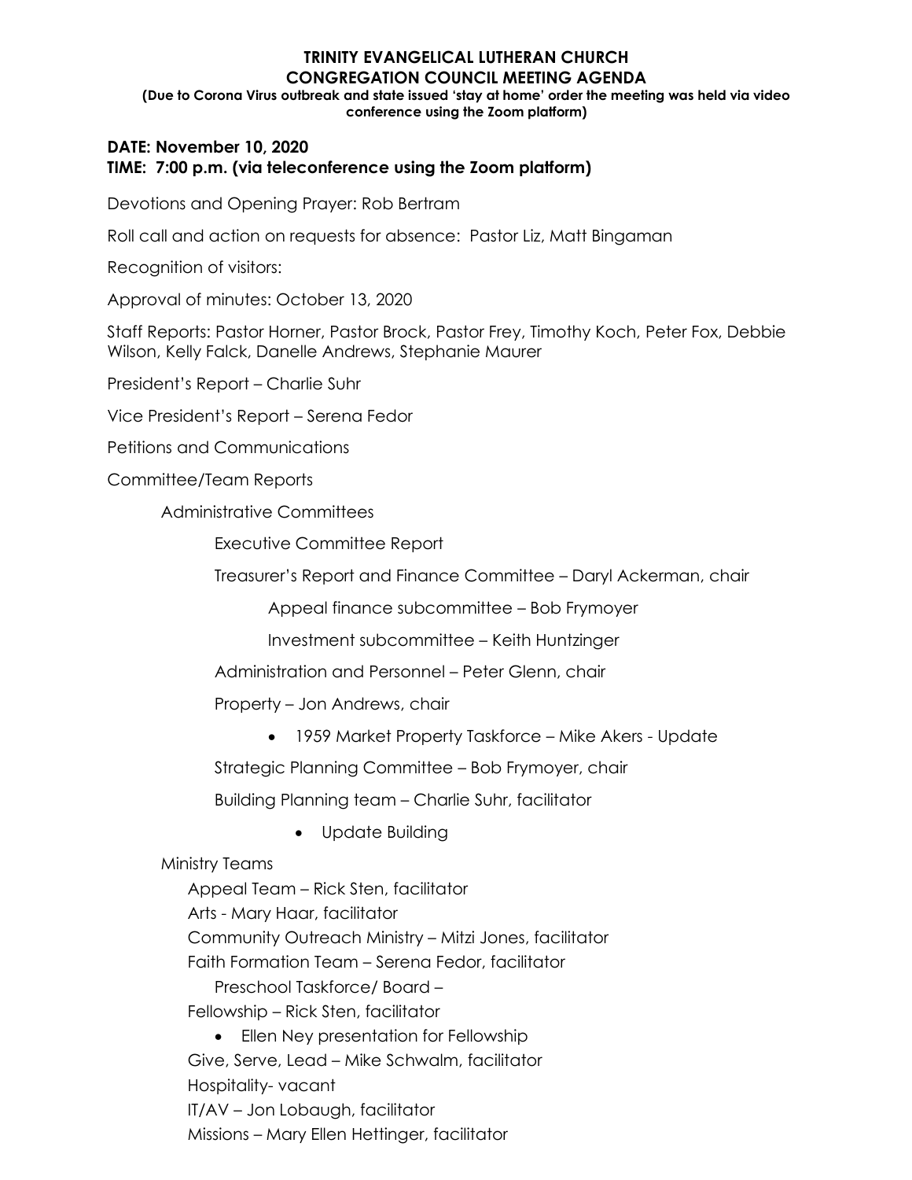# TRINITY EVANGELICAL LUTHERAN CHURCH
## CONGREGATION COUNCIL MEETING AGENDA

**(Due to Corona Virus outbreak and state issued 'stay at home' order the meeting was held via video conference using the Zoom platform)**

**DATE: November 10, 2020**
**TIME: 7:00 p.m. (via teleconference using the Zoom platform)**

Devotions and Opening Prayer: Rob Bertram

Roll call and action on requests for absence: Pastor Liz, Matt Bingaman

Recognition of visitors:

Approval of minutes: October 13, 2020

Staff Reports: Pastor Horner, Pastor Brock, Pastor Frey, Timothy Koch, Peter Fox, Debbie Wilson, Kelly Falck, Danelle Andrews, Stephanie Maurer

President's Report – Charlie Suhr

Vice President's Report – Serena Fedor

Petitions and Communications

Committee/Team Reports

- Administrative Committees
  - Executive Committee Report
  - Treasurer's Report and Finance Committee – Daryl Ackerman, chair
    - Appeal finance subcommittee – Bob Frymoyer
    - Investment subcommittee – Keith Huntzinger
  - Administration and Personnel – Peter Glenn, chair
  - Property – Jon Andrews, chair
    - 1959 Market Property Taskforce – Mike Akers - Update
  - Strategic Planning Committee – Bob Frymoyer, chair
  - Building Planning team – Charlie Suhr, facilitator
    - Update Building
- Ministry Teams
  - Appeal Team – Rick Sten, facilitator
  - Arts - Mary Haar, facilitator
  - Community Outreach Ministry – Mitzi Jones, facilitator
  - Faith Formation Team – Serena Fedor, facilitator
    - Preschool Taskforce/ Board –
  - Fellowship – Rick Sten, facilitator
    - Ellen Ney presentation for Fellowship
  - Give, Serve, Lead – Mike Schwalm, facilitator
  - Hospitality- vacant
  - IT/AV – Jon Lobaugh, facilitator
  - Missions – Mary Ellen Hettinger, facilitator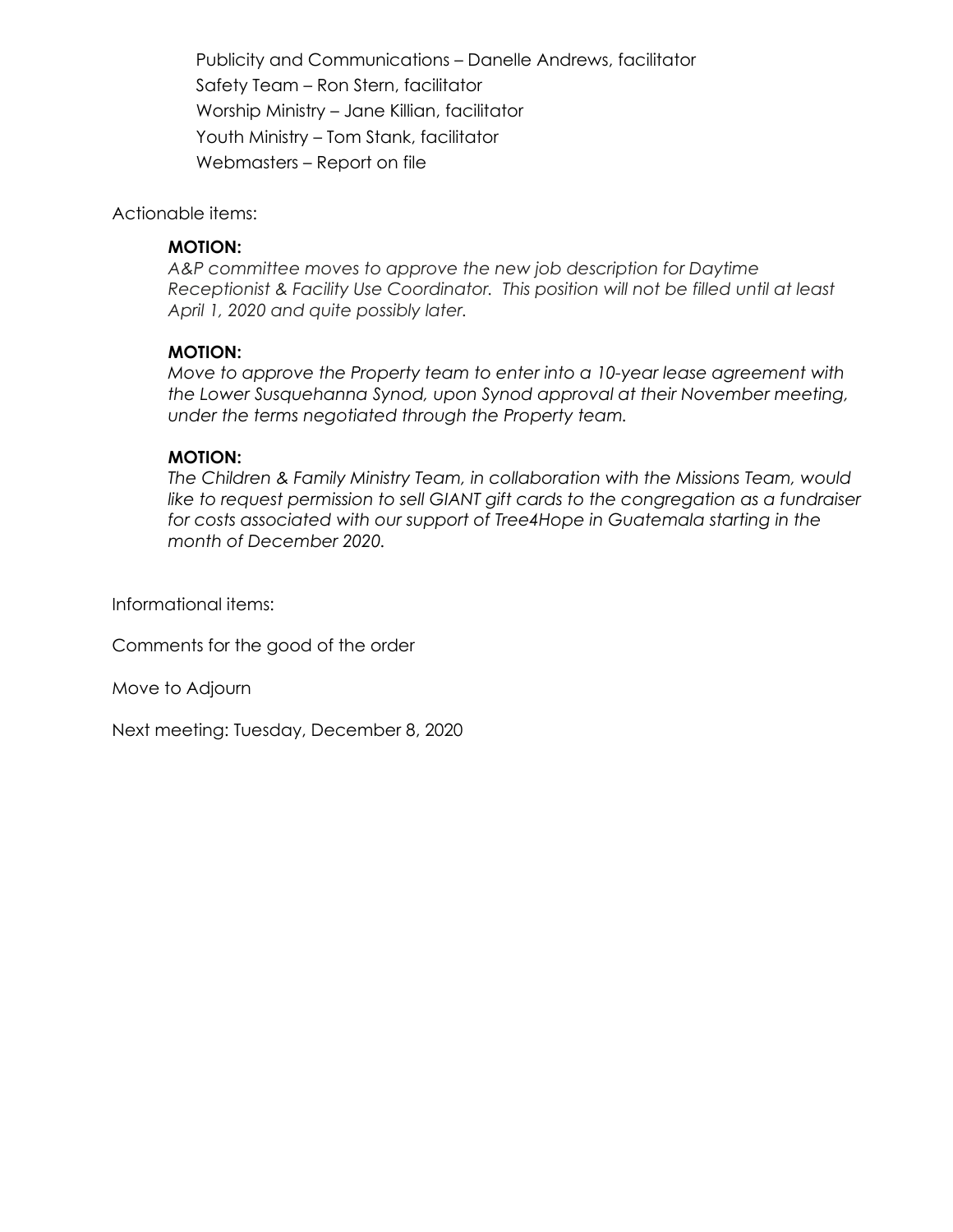Publicity and Communications – Danelle Andrews, facilitator

Safety Team – Ron Stern, facilitator

Worship Ministry – Jane Killian, facilitator

Youth Ministry – Tom Stank, facilitator

Webmasters – Report on file

Actionable items:

**MOTION:**
*A&P committee moves to approve the new job description for Daytime Receptionist & Facility Use Coordinator. This position will not be filled until at least April 1, 2020 and quite possibly later.*

**MOTION:**
*Move to approve the Property team to enter into a 10-year lease agreement with the Lower Susquehanna Synod, upon Synod approval at their November meeting, under the terms negotiated through the Property team.*

**MOTION:**
*The Children & Family Ministry Team, in collaboration with the Missions Team, would like to request permission to sell GIANT gift cards to the congregation as a fundraiser for costs associated with our support of Tree4Hope in Guatemala starting in the month of December 2020.*

Informational items:

Comments for the good of the order

Move to Adjourn

Next meeting: Tuesday, December 8, 2020